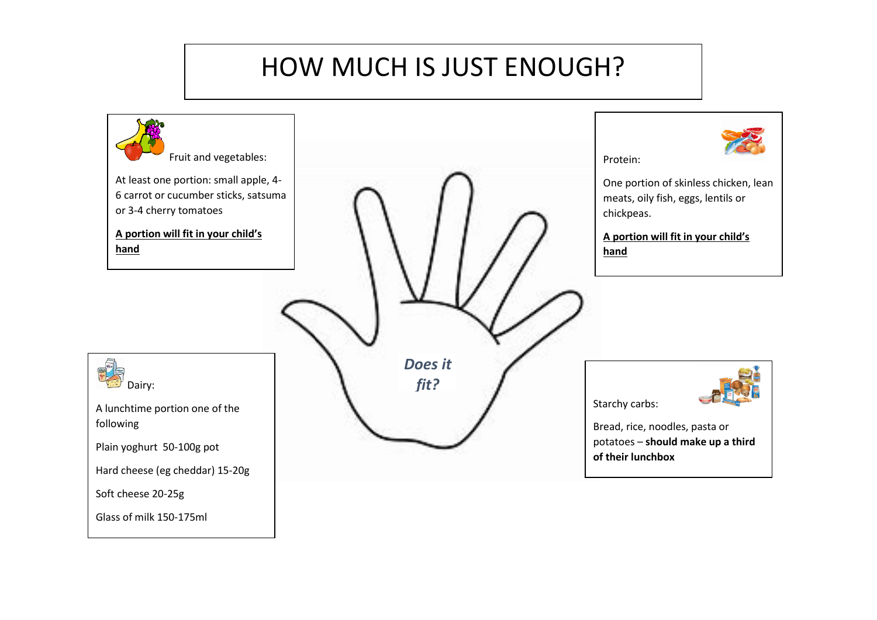# HOW MUCH IS JUST ENOUGH?

Fruit and vegetables:

At least one portion: small apple, 4-6 carrot or cucumber sticks, satsuma or 3-4 cherry tomatoes

**A portion will fit in your child's hand**

Protein:

One portion of skinless chicken, lean meats, oily fish, eggs, lentils or chickpeas.

**A portion will fit in your child's hand**

*Does it fit?*

Dairy:

A lunchtime portion one of the following

Plain yoghurt 50-100g pot

Hard cheese (eg cheddar) 15-20g

Soft cheese 20-25g

Glass of milk 150-175ml

Starchy carbs:

Bread, rice, noodles, pasta or potatoes – **should make up a third of their lunchbox**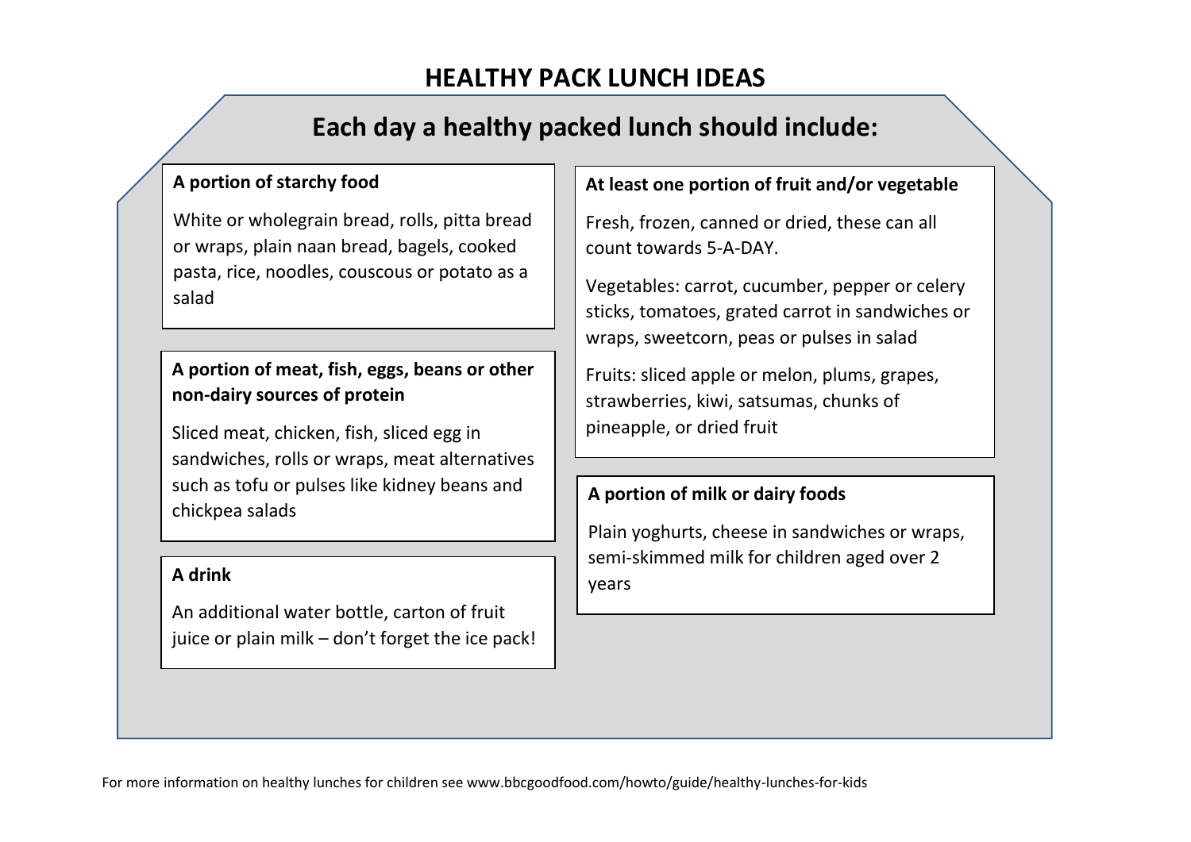# HEALTHY PACK LUNCH IDEAS

## Each day a healthy packed lunch should include:

**A portion of starchy food**

White or wholegrain bread, rolls, pitta bread or wraps, plain naan bread, bagels, cooked pasta, rice, noodles, couscous or potato as a salad

**A portion of meat, fish, eggs, beans or other non-dairy sources of protein**

Sliced meat, chicken, fish, sliced egg in sandwiches, rolls or wraps, meat alternatives such as tofu or pulses like kidney beans and chickpea salads

**A drink**

An additional water bottle, carton of fruit juice or plain milk – don't forget the ice pack!

**At least one portion of fruit and/or vegetable**

Fresh, frozen, canned or dried, these can all count towards 5-A-DAY.

Vegetables: carrot, cucumber, pepper or celery sticks, tomatoes, grated carrot in sandwiches or wraps, sweetcorn, peas or pulses in salad

Fruits: sliced apple or melon, plums, grapes, strawberries, kiwi, satsumas, chunks of pineapple, or dried fruit

**A portion of milk or dairy foods**

Plain yoghurts, cheese in sandwiches or wraps, semi-skimmed milk for children aged over 2 years

For more information on healthy lunches for children see www.bbcgoodfood.com/howto/guide/healthy-lunches-for-kids